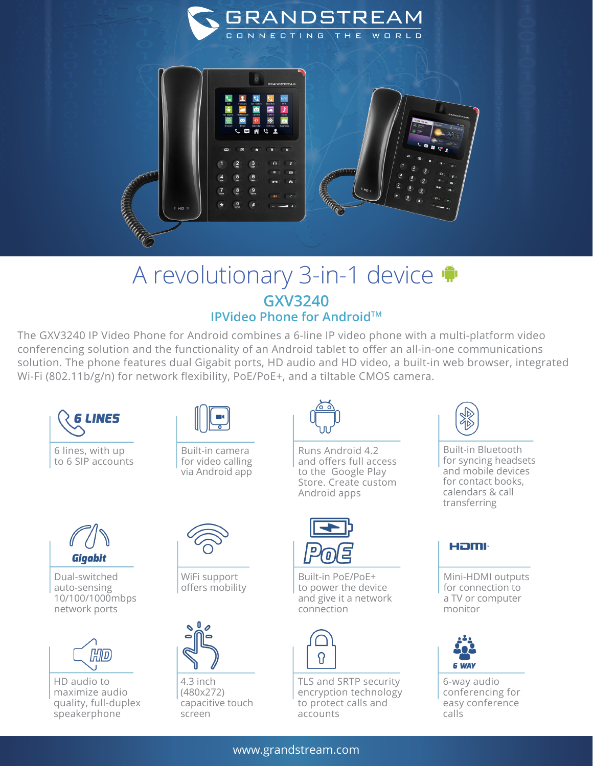GRANDSTREAM
CONNECTING THE WORLD

# A revolutionary 3-in-1 device

## GXV3240

### IPVideo Phone for Android™

The GXV3240 IP Video Phone for Android combines a 6-line IP video phone with a multi-platform video conferencing solution and the functionality of an Android tablet to offer an all-in-one communications solution. The phone features dual Gigabit ports, HD audio and HD video, a built-in web browser, integrated Wi-Fi (802.11b/g/n) for network flexibility, PoE/PoE+, and a tiltable CMOS camera.

**6 LINES**
6 lines, with up to 6 SIP accounts

Built-in camera for video calling via Android app

Runs Android 4.2 and offers full access to the Google Play Store. Create custom Android apps

Built-in Bluetooth for syncing headsets and mobile devices for contact books, calendars & call transferring

**Gigabit**
Dual-switched auto-sensing 10/100/1000mbps network ports

WiFi support offers mobility

**PoE**
Built-in PoE/PoE+ to power the device and give it a network connection

**HDMI**
Mini-HDMI outputs for connection to a TV or computer monitor

**HD**
HD audio to maximize audio quality, full-duplex speakerphone

4.3 inch (480x272) capacitive touch screen

TLS and SRTP security encryption technology to protect calls and accounts

**6 WAY**
6-way audio conferencing for easy conference calls

www.grandstream.com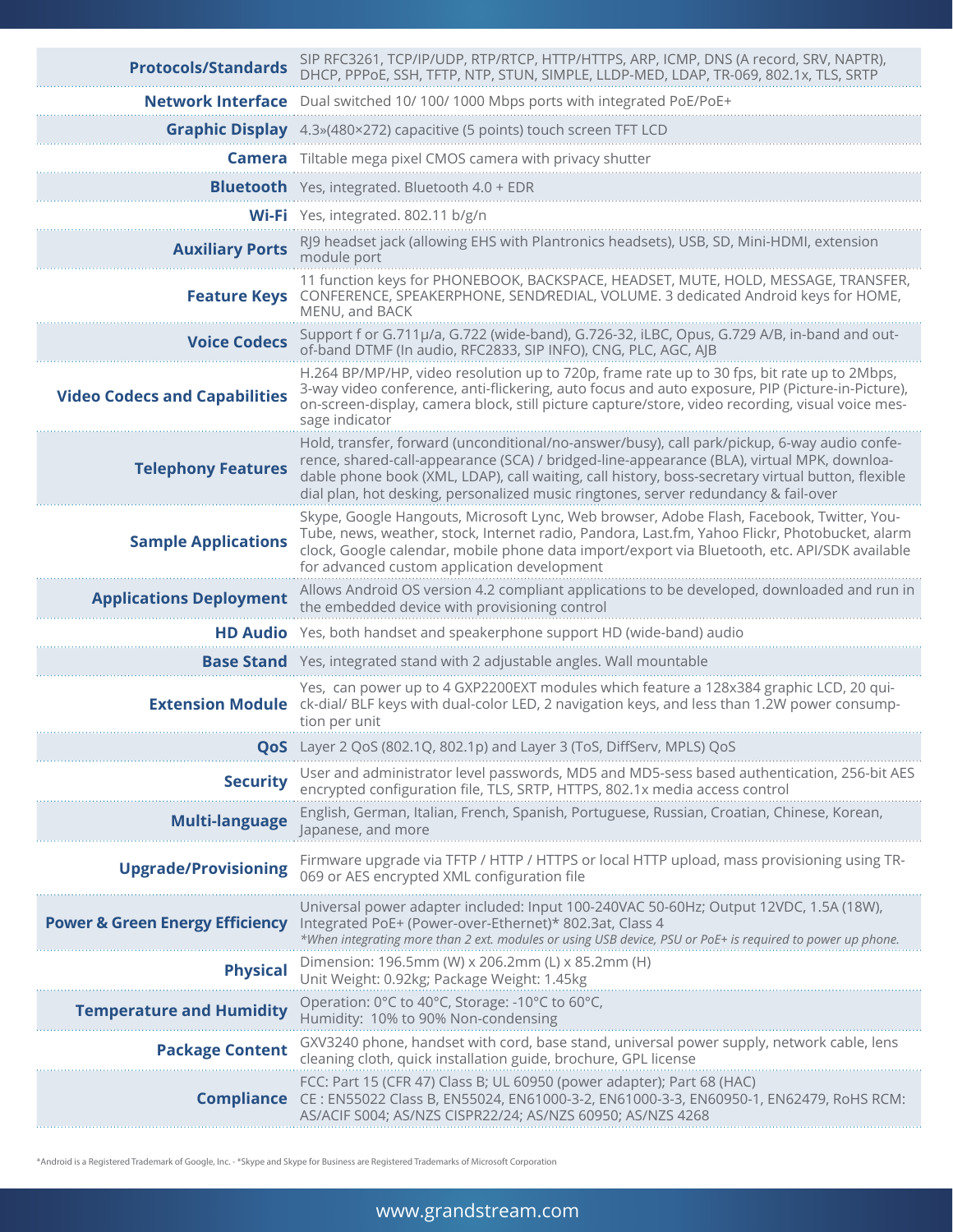| | |
|---|---|
| **Protocols/Standards** | SIP RFC3261, TCP/IP/UDP, RTP/RTCP, HTTP/HTTPS, ARP, ICMP, DNS (A record, SRV, NAPTR), DHCP, PPPoE, SSH, TFTP, NTP, STUN, SIMPLE, LLDP-MED, LDAP, TR-069, 802.1x, TLS, SRTP |
| **Network Interface** | Dual switched 10/ 100/ 1000 Mbps ports with integrated PoE/PoE+ |
| **Graphic Display** | 4.3»(480×272) capacitive (5 points) touch screen TFT LCD |
| **Camera** | Tiltable mega pixel CMOS camera with privacy shutter |
| **Bluetooth** | Yes, integrated. Bluetooth 4.0 + EDR |
| **Wi-Fi** | Yes, integrated. 802.11 b/g/n |
| **Auxiliary Ports** | RJ9 headset jack (allowing EHS with Plantronics headsets), USB, SD, Mini-HDMI, extension module port |
| **Feature Keys** | 11 function keys for PHONEBOOK, BACKSPACE, HEADSET, MUTE, HOLD, MESSAGE, TRANSFER, CONFERENCE, SPEAKERPHONE, SEND⁄REDIAL, VOLUME. 3 dedicated Android keys for HOME, MENU, and BACK |
| **Voice Codecs** | Support f or G.711µ/a, G.722 (wide-band), G.726-32, iLBC, Opus, G.729 A/B, in-band and out-of-band DTMF (In audio, RFC2833, SIP INFO), CNG, PLC, AGC, AJB |
| **Video Codecs and Capabilities** | H.264 BP/MP/HP, video resolution up to 720p, frame rate up to 30 fps, bit rate up to 2Mbps, 3-way video conference, anti-flickering, auto focus and auto exposure, PIP (Picture-in-Picture), on-screen-display, camera block, still picture capture/store, video recording, visual voice message indicator |
| **Telephony Features** | Hold, transfer, forward (unconditional/no-answer/busy), call park/pickup, 6-way audio conference, shared-call-appearance (SCA) / bridged-line-appearance (BLA), virtual MPK, downloadable phone book (XML, LDAP), call waiting, call history, boss-secretary virtual button, flexible dial plan, hot desking, personalized music ringtones, server redundancy & fail-over |
| **Sample Applications** | Skype, Google Hangouts, Microsoft Lync, Web browser, Adobe Flash, Facebook, Twitter, YouTube, news, weather, stock, Internet radio, Pandora, Last.fm, Yahoo Flickr, Photobucket, alarm clock, Google calendar, mobile phone data import/export via Bluetooth, etc. API/SDK available for advanced custom application development |
| **Applications Deployment** | Allows Android OS version 4.2 compliant applications to be developed, downloaded and run in the embedded device with provisioning control |
| **HD Audio** | Yes, both handset and speakerphone support HD (wide-band) audio |
| **Base Stand** | Yes, integrated stand with 2 adjustable angles. Wall mountable |
| **Extension Module** | Yes, can power up to 4 GXP2200EXT modules which feature a 128x384 graphic LCD, 20 quick-dial/ BLF keys with dual-color LED, 2 navigation keys, and less than 1.2W power consumption per unit |
| **QoS** | Layer 2 QoS (802.1Q, 802.1p) and Layer 3 (ToS, DiffServ, MPLS) QoS |
| **Security** | User and administrator level passwords, MD5 and MD5-sess based authentication, 256-bit AES encrypted configuration file, TLS, SRTP, HTTPS, 802.1x media access control |
| **Multi-language** | English, German, Italian, French, Spanish, Portuguese, Russian, Croatian, Chinese, Korean, Japanese, and more |
| **Upgrade/Provisioning** | Firmware upgrade via TFTP / HTTP / HTTPS or local HTTP upload, mass provisioning using TR-069 or AES encrypted XML configuration file |
| **Power & Green Energy Efficiency** | Universal power adapter included: Input 100-240VAC 50-60Hz; Output 12VDC, 1.5A (18W), Integrated PoE+ (Power-over-Ethernet)* 802.3at, Class 4 *\*When integrating more than 2 ext. modules or using USB device, PSU or PoE+ is required to power up phone.* |
| **Physical** | Dimension: 196.5mm (W) x 206.2mm (L) x 85.2mm (H) Unit Weight: 0.92kg; Package Weight: 1.45kg |
| **Temperature and Humidity** | Operation: 0°C to 40°C, Storage: -10°C to 60°C, Humidity: 10% to 90% Non-condensing |
| **Package Content** | GXV3240 phone, handset with cord, base stand, universal power supply, network cable, lens cleaning cloth, quick installation guide, brochure, GPL license |
| **Compliance** | FCC: Part 15 (CFR 47) Class B; UL 60950 (power adapter); Part 68 (HAC) CE : EN55022 Class B, EN55024, EN61000-3-2, EN61000-3-3, EN60950-1, EN62479, RoHS RCM: AS/ACIF S004; AS/NZS CISPR22/24; AS/NZS 60950; AS/NZS 4268 |

*Android is a Registered Trademark of Google, Inc. - *Skype and Skype for Business are Registered Trademarks of Microsoft Corporation

www.grandstream.com